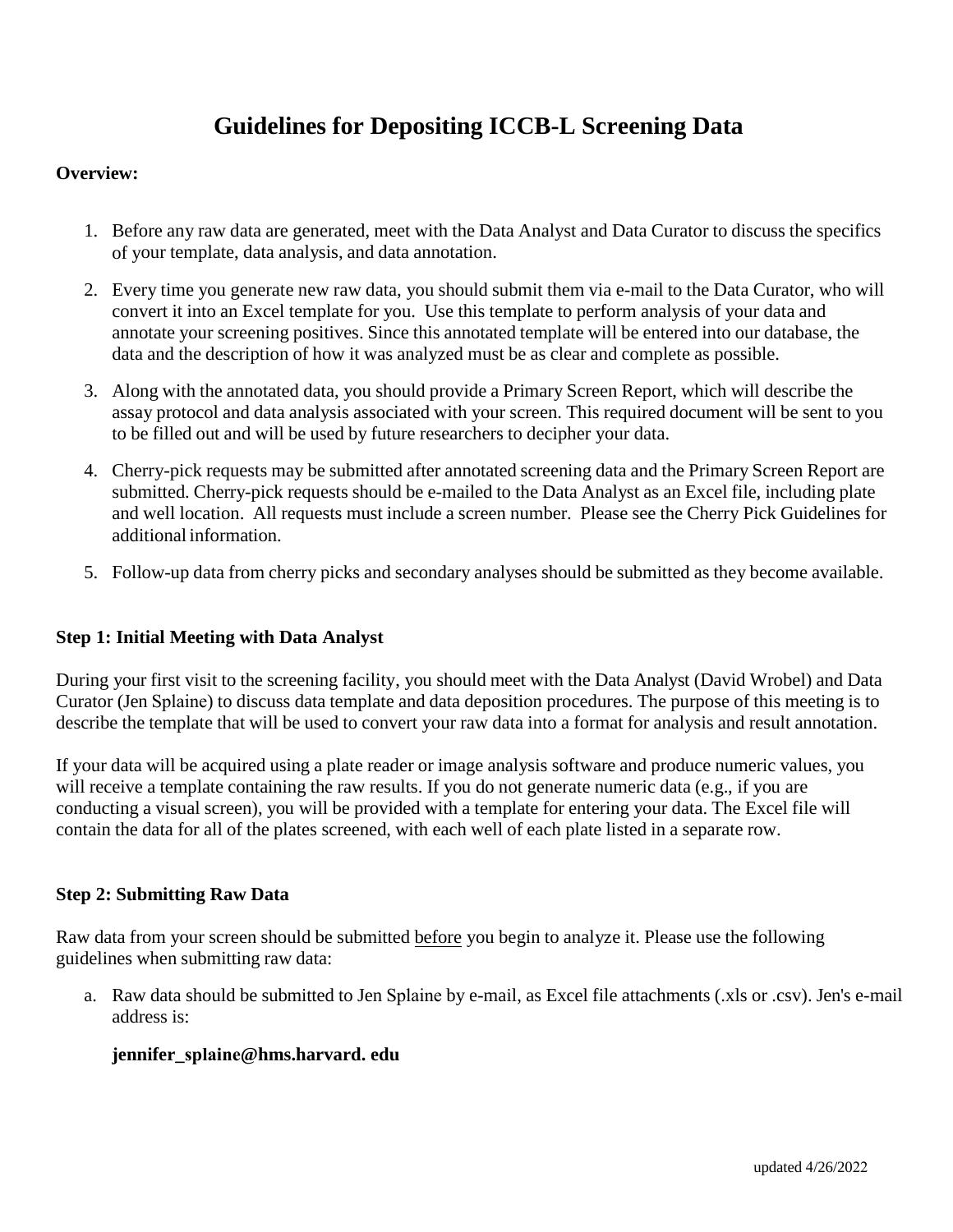# Guidelines for Depositing ICCB-L Screening Data

**Overview:**

1. Before any raw data are generated, meet with the Data Analyst and Data Curator to discuss the specifics of your template, data analysis, and data annotation.
2. Every time you generate new raw data, you should submit them via e-mail to the Data Curator, who will convert it into an Excel template for you. Use this template to perform analysis of your data and annotate your screening positives. Since this annotated template will be entered into our database, the data and the description of how it was analyzed must be as clear and complete as possible.
3. Along with the annotated data, you should provide a Primary Screen Report, which will describe the assay protocol and data analysis associated with your screen. This required document will be sent to you to be filled out and will be used by future researchers to decipher your data.
4. Cherry-pick requests may be submitted after annotated screening data and the Primary Screen Report are submitted. Cherry-pick requests should be e-mailed to the Data Analyst as an Excel file, including plate and well location. All requests must include a screen number. Please see the Cherry Pick Guidelines for additional information.
5. Follow-up data from cherry picks and secondary analyses should be submitted as they become available.

**Step 1: Initial Meeting with Data Analyst**

During your first visit to the screening facility, you should meet with the Data Analyst (David Wrobel) and Data Curator (Jen Splaine) to discuss data template and data deposition procedures. The purpose of this meeting is to describe the template that will be used to convert your raw data into a format for analysis and result annotation.

If your data will be acquired using a plate reader or image analysis software and produce numeric values, you will receive a template containing the raw results. If you do not generate numeric data (e.g., if you are conducting a visual screen), you will be provided with a template for entering your data. The Excel file will contain the data for all of the plates screened, with each well of each plate listed in a separate row.

**Step 2: Submitting Raw Data**

Raw data from your screen should be submitted <u>before</u> you begin to analyze it. Please use the following guidelines when submitting raw data:

a. Raw data should be submitted to Jen Splaine by e-mail, as Excel file attachments (.xls or .csv). Jen's e-mail address is:

   **jennifer_splaine@hms.harvard. edu**

updated 4/26/2022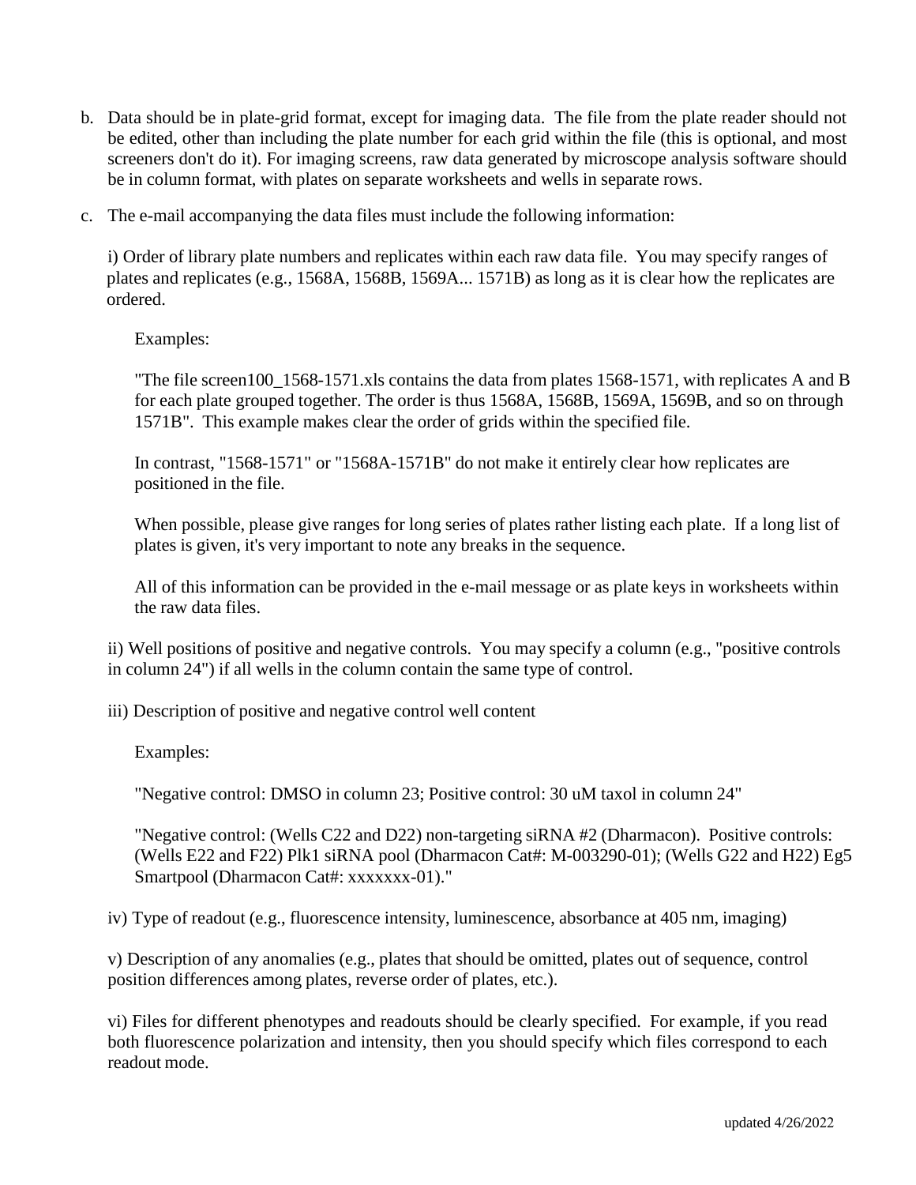b. Data should be in plate-grid format, except for imaging data. The file from the plate reader should not be edited, other than including the plate number for each grid within the file (this is optional, and most screeners don't do it). For imaging screens, raw data generated by microscope analysis software should be in column format, with plates on separate worksheets and wells in separate rows.

c. The e-mail accompanying the data files must include the following information:

   i) Order of library plate numbers and replicates within each raw data file. You may specify ranges of plates and replicates (e.g., 1568A, 1568B, 1569A... 1571B) as long as it is clear how the replicates are ordered.

      Examples:

      "The file screen100_1568-1571.xls contains the data from plates 1568-1571, with replicates A and B for each plate grouped together. The order is thus 1568A, 1568B, 1569A, 1569B, and so on through 1571B". This example makes clear the order of grids within the specified file.

      In contrast, "1568-1571" or "1568A-1571B" do not make it entirely clear how replicates are positioned in the file.

      When possible, please give ranges for long series of plates rather listing each plate. If a long list of plates is given, it's very important to note any breaks in the sequence.

      All of this information can be provided in the e-mail message or as plate keys in worksheets within the raw data files.

   ii) Well positions of positive and negative controls. You may specify a column (e.g., "positive controls in column 24") if all wells in the column contain the same type of control.

   iii) Description of positive and negative control well content

      Examples:

      "Negative control: DMSO in column 23; Positive control: 30 uM taxol in column 24"

      "Negative control: (Wells C22 and D22) non-targeting siRNA #2 (Dharmacon). Positive controls: (Wells E22 and F22) Plk1 siRNA pool (Dharmacon Cat#: M-003290-01); (Wells G22 and H22) Eg5 Smartpool (Dharmacon Cat#: xxxxxxx-01)."

   iv) Type of readout (e.g., fluorescence intensity, luminescence, absorbance at 405 nm, imaging)

   v) Description of any anomalies (e.g., plates that should be omitted, plates out of sequence, control position differences among plates, reverse order of plates, etc.).

   vi) Files for different phenotypes and readouts should be clearly specified. For example, if you read both fluorescence polarization and intensity, then you should specify which files correspond to each readout mode.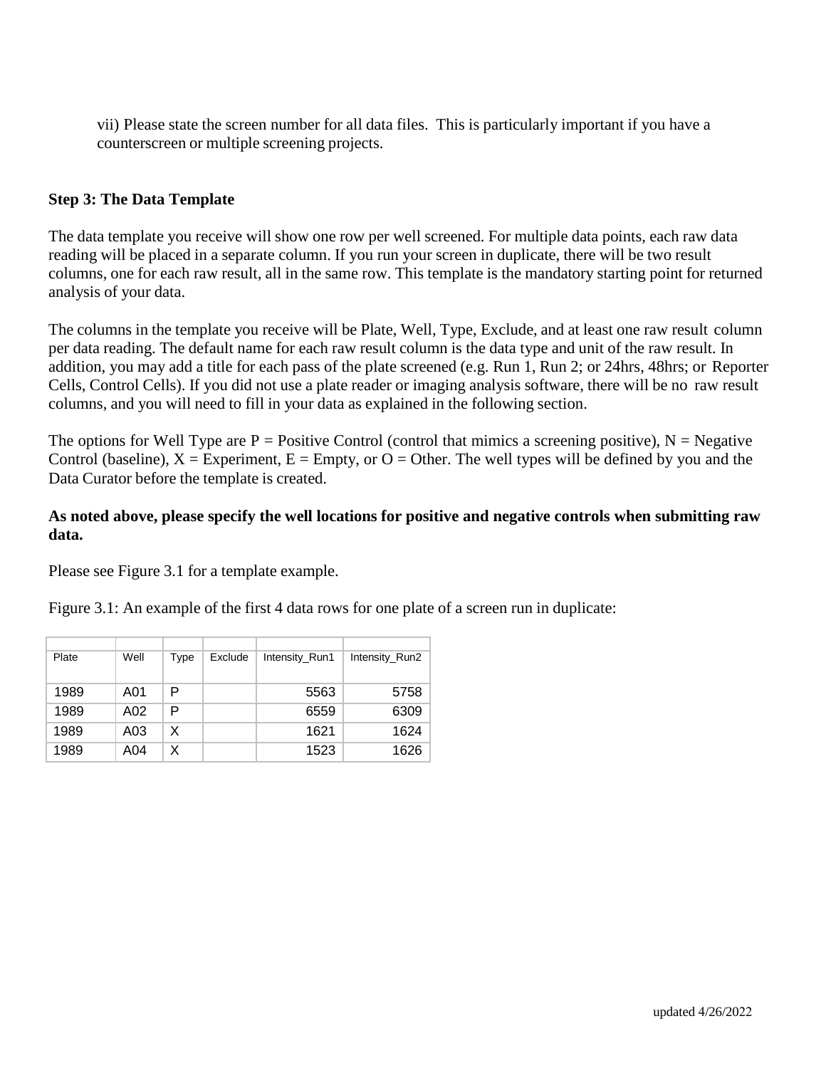vii) Please state the screen number for all data files. This is particularly important if you have a counterscreen or multiple screening projects.

**Step 3: The Data Template**

The data template you receive will show one row per well screened. For multiple data points, each raw data reading will be placed in a separate column. If you run your screen in duplicate, there will be two result columns, one for each raw result, all in the same row. This template is the mandatory starting point for returned analysis of your data.

The columns in the template you receive will be Plate, Well, Type, Exclude, and at least one raw result column per data reading. The default name for each raw result column is the data type and unit of the raw result. In addition, you may add a title for each pass of the plate screened (e.g. Run 1, Run 2; or 24hrs, 48hrs; or Reporter Cells, Control Cells). If you did not use a plate reader or imaging analysis software, there will be no raw result columns, and you will need to fill in your data as explained in the following section.

The options for Well Type are P = Positive Control (control that mimics a screening positive), N = Negative Control (baseline), X = Experiment, E = Empty, or O = Other. The well types will be defined by you and the Data Curator before the template is created.

**As noted above, please specify the well locations for positive and negative controls when submitting raw data.**

Please see Figure 3.1 for a template example.

Figure 3.1: An example of the first 4 data rows for one plate of a screen run in duplicate:

| Plate | Well | Type | Exclude | Intensity_Run1 | Intensity_Run2 |
|---|---|---|---|---|---|
| 1989 | A01 | P | | 5563 | 5758 |
| 1989 | A02 | P | | 6559 | 6309 |
| 1989 | A03 | X | | 1621 | 1624 |
| 1989 | A04 | X | | 1523 | 1626 |

updated 4/26/2022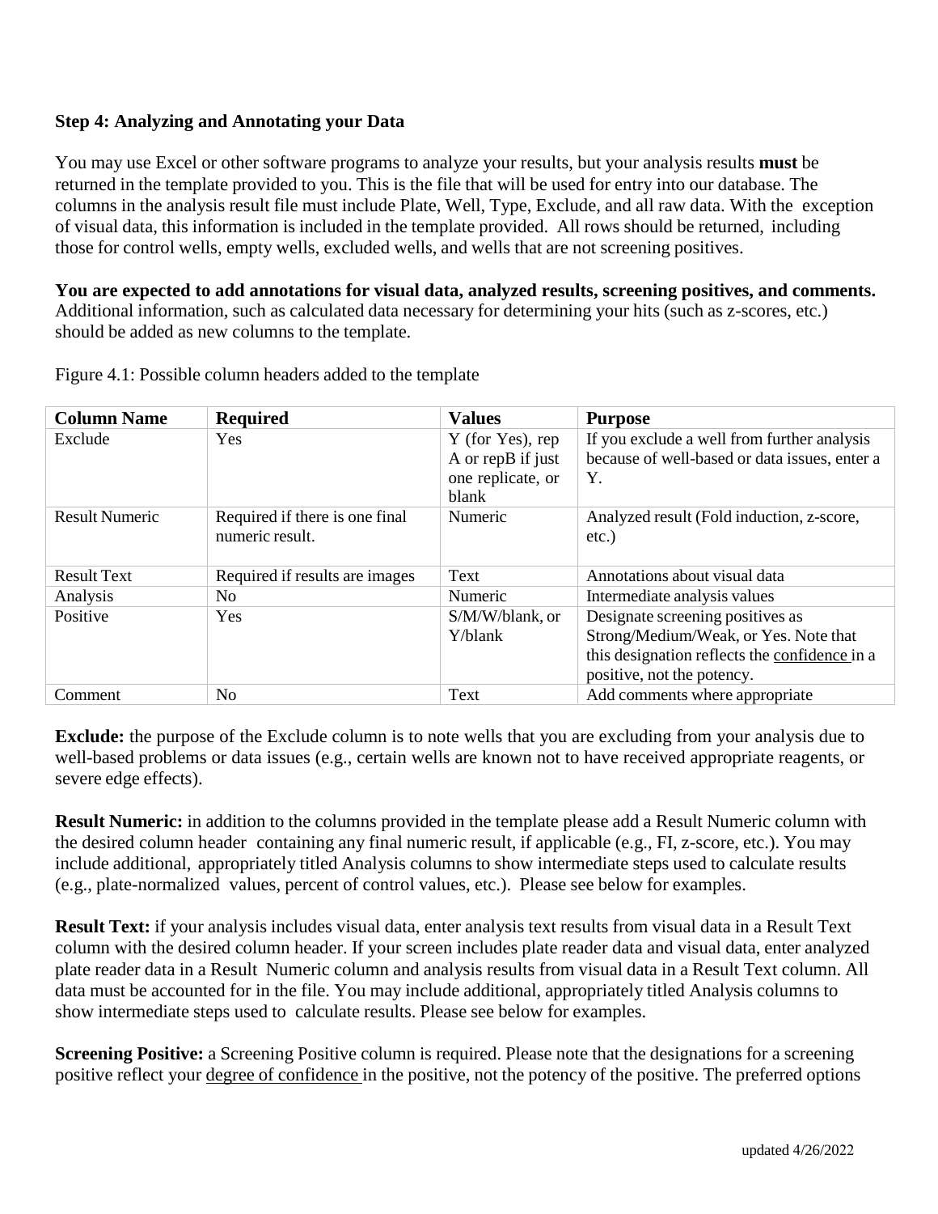**Step 4: Analyzing and Annotating your Data**

You may use Excel or other software programs to analyze your results, but your analysis results **must** be returned in the template provided to you. This is the file that will be used for entry into our database. The columns in the analysis result file must include Plate, Well, Type, Exclude, and all raw data. With the exception of visual data, this information is included in the template provided. All rows should be returned, including those for control wells, empty wells, excluded wells, and wells that are not screening positives.

**You are expected to add annotations for visual data, analyzed results, screening positives, and comments.** Additional information, such as calculated data necessary for determining your hits (such as z-scores, etc.) should be added as new columns to the template.

Figure 4.1: Possible column headers added to the template

| **Column Name** | **Required** | **Values** | **Purpose** |
|---|---|---|---|
| Exclude | Yes | Y (for Yes), rep A or repB if just one replicate, or blank | If you exclude a well from further analysis because of well-based or data issues, enter a Y. |
| Result Numeric | Required if there is one final numeric result. | Numeric | Analyzed result (Fold induction, z-score, etc.) |
| Result Text | Required if results are images | Text | Annotations about visual data |
| Analysis | No | Numeric | Intermediate analysis values |
| Positive | Yes | S/M/W/blank, or Y/blank | Designate screening positives as Strong/Medium/Weak, or Yes. Note that this designation reflects the confidence in a positive, not the potency. |
| Comment | No | Text | Add comments where appropriate |

**Exclude:** the purpose of the Exclude column is to note wells that you are excluding from your analysis due to well-based problems or data issues (e.g., certain wells are known not to have received appropriate reagents, or severe edge effects).

**Result Numeric:** in addition to the columns provided in the template please add a Result Numeric column with the desired column header containing any final numeric result, if applicable (e.g., FI, z-score, etc.). You may include additional, appropriately titled Analysis columns to show intermediate steps used to calculate results (e.g., plate-normalized values, percent of control values, etc.). Please see below for examples.

**Result Text:** if your analysis includes visual data, enter analysis text results from visual data in a Result Text column with the desired column header. If your screen includes plate reader data and visual data, enter analyzed plate reader data in a Result Numeric column and analysis results from visual data in a Result Text column. All data must be accounted for in the file. You may include additional, appropriately titled Analysis columns to show intermediate steps used to calculate results. Please see below for examples.

**Screening Positive:** a Screening Positive column is required. Please note that the designations for a screening positive reflect your degree of confidence in the positive, not the potency of the positive. The preferred options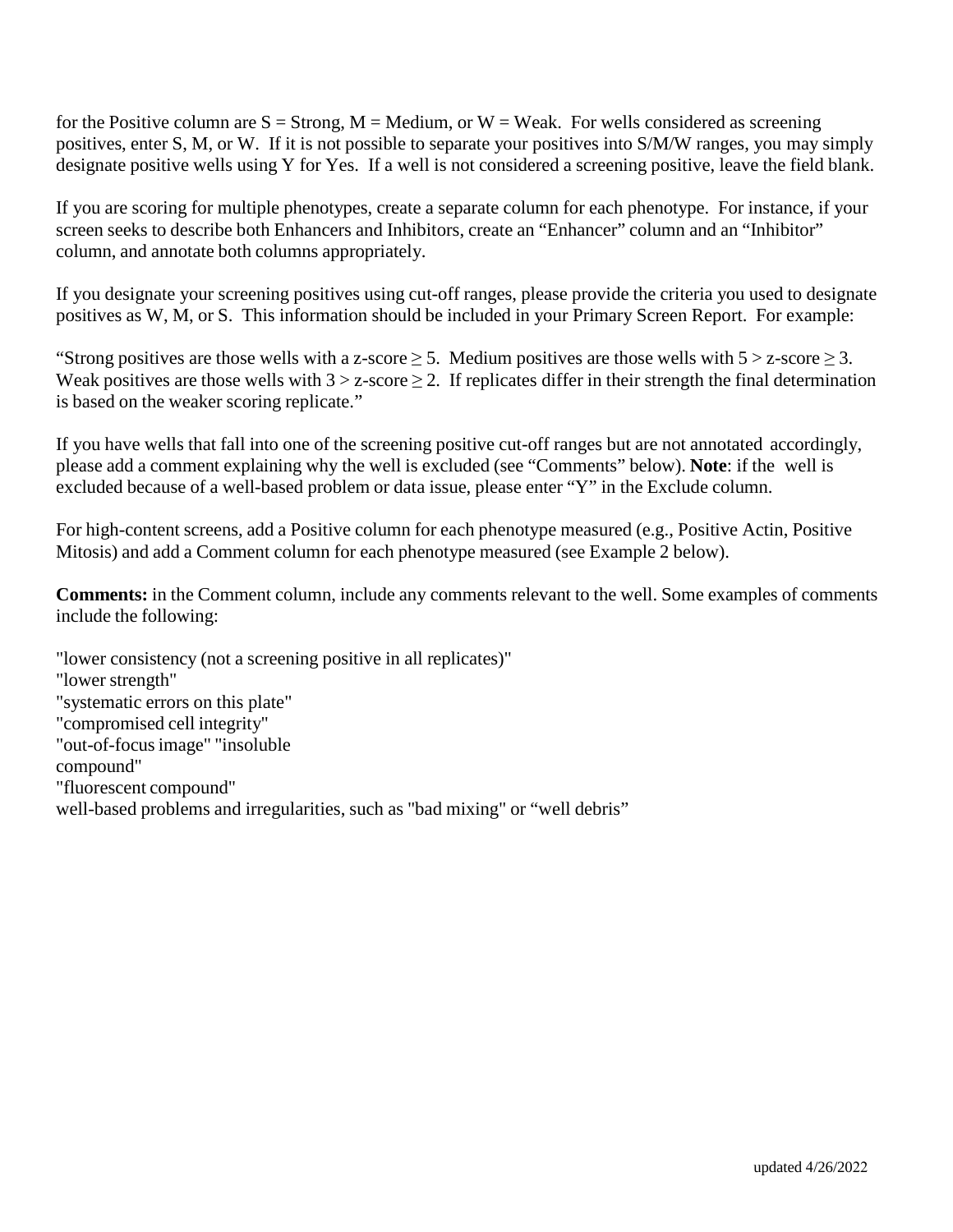for the Positive column are S = Strong, M = Medium, or W = Weak. For wells considered as screening positives, enter S, M, or W. If it is not possible to separate your positives into S/M/W ranges, you may simply designate positive wells using Y for Yes. If a well is not considered a screening positive, leave the field blank.

If you are scoring for multiple phenotypes, create a separate column for each phenotype. For instance, if your screen seeks to describe both Enhancers and Inhibitors, create an "Enhancer" column and an "Inhibitor" column, and annotate both columns appropriately.

If you designate your screening positives using cut-off ranges, please provide the criteria you used to designate positives as W, M, or S. This information should be included in your Primary Screen Report. For example:

"Strong positives are those wells with a z-score $\geq 5$. Medium positives are those wells with $5 >$ z-score $\geq 3$. Weak positives are those wells with $3 >$ z-score $\geq 2$. If replicates differ in their strength the final determination is based on the weaker scoring replicate."

If you have wells that fall into one of the screening positive cut-off ranges but are not annotated accordingly, please add a comment explaining why the well is excluded (see "Comments" below). **Note**: if the well is excluded because of a well-based problem or data issue, please enter "Y" in the Exclude column.

For high-content screens, add a Positive column for each phenotype measured (e.g., Positive Actin, Positive Mitosis) and add a Comment column for each phenotype measured (see Example 2 below).

**Comments:** in the Comment column, include any comments relevant to the well. Some examples of comments include the following:

"lower consistency (not a screening positive in all replicates)"
"lower strength"
"systematic errors on this plate"
"compromised cell integrity"
"out-of-focus image" "insoluble compound"
"fluorescent compound"
well-based problems and irregularities, such as "bad mixing" or "well debris"

updated 4/26/2022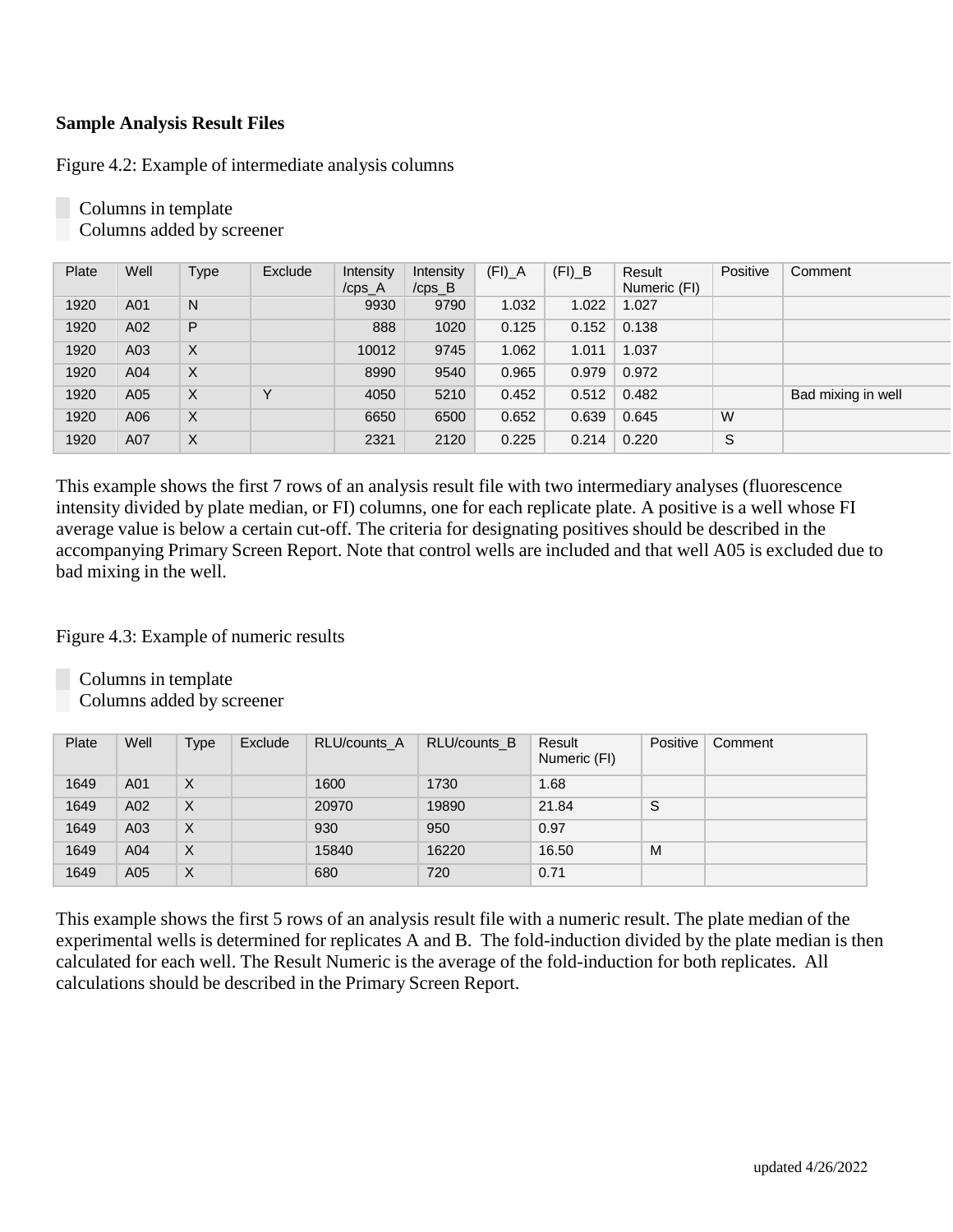**Sample Analysis Result Files**

Figure 4.2: Example of intermediate analysis columns

Columns in template
Columns added by screener

| Plate | Well | Type | Exclude | Intensity /cps_A | Intensity /cps_B | (FI)_A | (FI)_B | Result Numeric (FI) | Positive | Comment |
|---|---|---|---|---|---|---|---|---|---|---|
| 1920 | A01 | N | | 9930 | 9790 | 1.032 | 1.022 | 1.027 | | |
| 1920 | A02 | P | | 888 | 1020 | 0.125 | 0.152 | 0.138 | | |
| 1920 | A03 | X | | 10012 | 9745 | 1.062 | 1.011 | 1.037 | | |
| 1920 | A04 | X | | 8990 | 9540 | 0.965 | 0.979 | 0.972 | | |
| 1920 | A05 | X | Y | 4050 | 5210 | 0.452 | 0.512 | 0.482 | | Bad mixing in well |
| 1920 | A06 | X | | 6650 | 6500 | 0.652 | 0.639 | 0.645 | W | |
| 1920 | A07 | X | | 2321 | 2120 | 0.225 | 0.214 | 0.220 | S | |

This example shows the first 7 rows of an analysis result file with two intermediary analyses (fluorescence intensity divided by plate median, or FI) columns, one for each replicate plate. A positive is a well whose FI average value is below a certain cut-off. The criteria for designating positives should be described in the accompanying Primary Screen Report. Note that control wells are included and that well A05 is excluded due to bad mixing in the well.

Figure 4.3: Example of numeric results

Columns in template
Columns added by screener

| Plate | Well | Type | Exclude | RLU/counts_A | RLU/counts_B | Result Numeric (FI) | Positive | Comment |
|---|---|---|---|---|---|---|---|---|
| 1649 | A01 | X | | 1600 | 1730 | 1.68 | | |
| 1649 | A02 | X | | 20970 | 19890 | 21.84 | S | |
| 1649 | A03 | X | | 930 | 950 | 0.97 | | |
| 1649 | A04 | X | | 15840 | 16220 | 16.50 | M | |
| 1649 | A05 | X | | 680 | 720 | 0.71 | | |

This example shows the first 5 rows of an analysis result file with a numeric result. The plate median of the experimental wells is determined for replicates A and B. The fold-induction divided by the plate median is then calculated for each well. The Result Numeric is the average of the fold-induction for both replicates. All calculations should be described in the Primary Screen Report.

updated 4/26/2022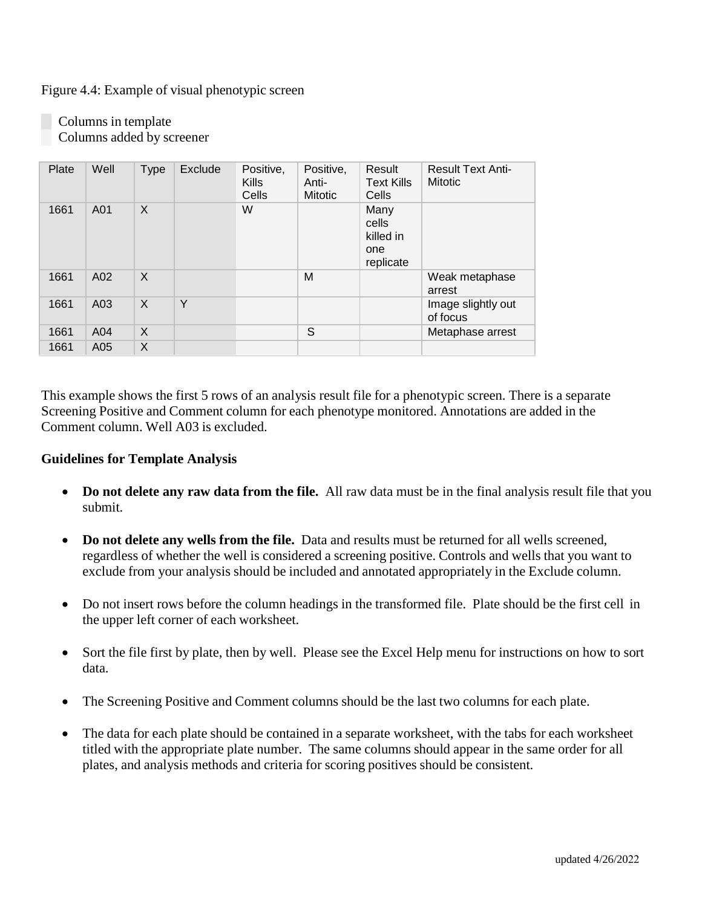Figure 4.4: Example of visual phenotypic screen

Columns in template
Columns added by screener

| Plate | Well | Type | Exclude | Positive, Kills Cells | Positive, Anti-Mitotic | Result Text Kills Cells | Result Text Anti-Mitotic |
|---|---|---|---|---|---|---|---|
| 1661 | A01 | X | | W | | Many cells killed in one replicate | |
| 1661 | A02 | X | | | M | | Weak metaphase arrest |
| 1661 | A03 | X | Y | | | | Image slightly out of focus |
| 1661 | A04 | X | | | S | | Metaphase arrest |
| 1661 | A05 | X | | | | | |

This example shows the first 5 rows of an analysis result file for a phenotypic screen. There is a separate Screening Positive and Comment column for each phenotype monitored. Annotations are added in the Comment column. Well A03 is excluded.

**Guidelines for Template Analysis**

- **Do not delete any raw data from the file.** All raw data must be in the final analysis result file that you submit.
- **Do not delete any wells from the file.** Data and results must be returned for all wells screened, regardless of whether the well is considered a screening positive. Controls and wells that you want to exclude from your analysis should be included and annotated appropriately in the Exclude column.
- Do not insert rows before the column headings in the transformed file. Plate should be the first cell in the upper left corner of each worksheet.
- Sort the file first by plate, then by well. Please see the Excel Help menu for instructions on how to sort data.
- The Screening Positive and Comment columns should be the last two columns for each plate.
- The data for each plate should be contained in a separate worksheet, with the tabs for each worksheet titled with the appropriate plate number. The same columns should appear in the same order for all plates, and analysis methods and criteria for scoring positives should be consistent.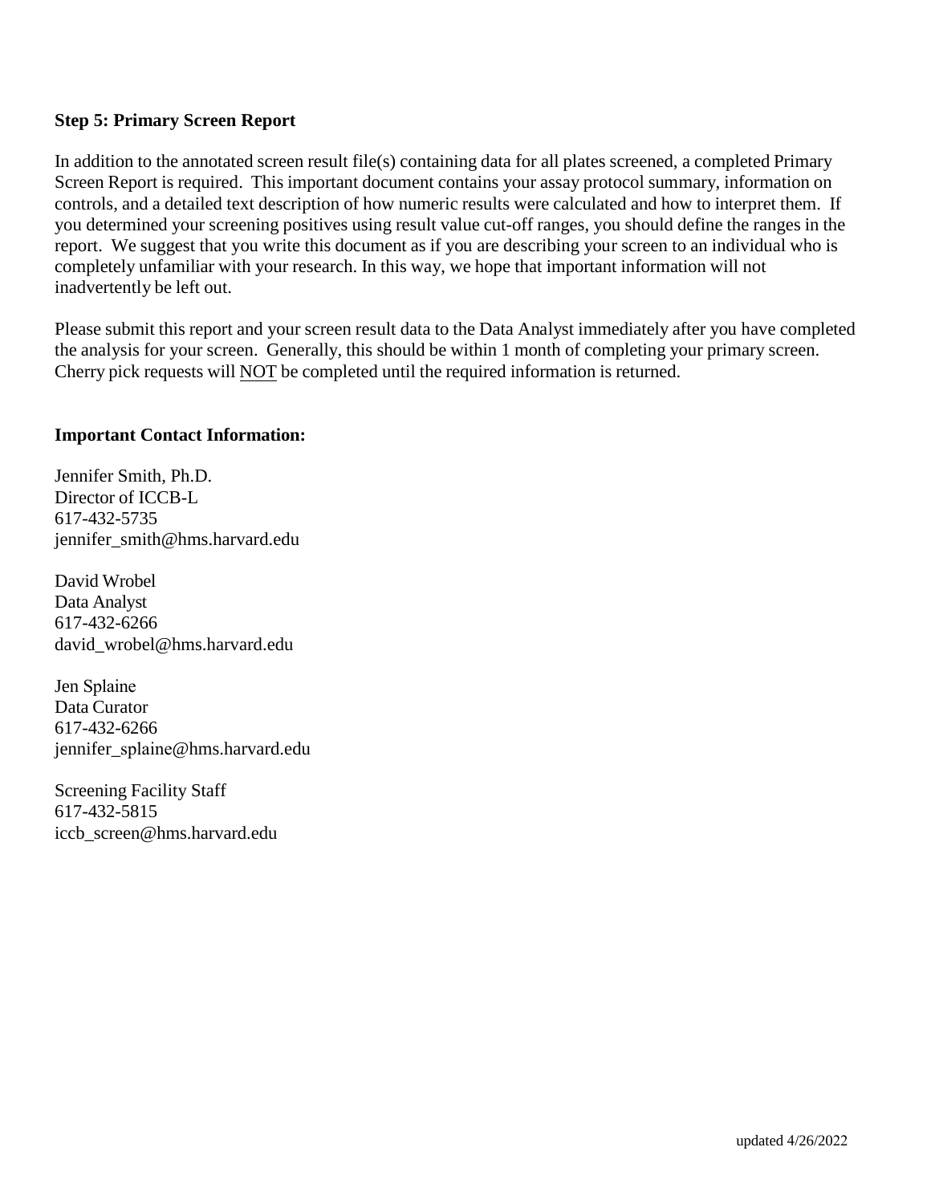**Step 5: Primary Screen Report**

In addition to the annotated screen result file(s) containing data for all plates screened, a completed Primary Screen Report is required. This important document contains your assay protocol summary, information on controls, and a detailed text description of how numeric results were calculated and how to interpret them. If you determined your screening positives using result value cut-off ranges, you should define the ranges in the report. We suggest that you write this document as if you are describing your screen to an individual who is completely unfamiliar with your research. In this way, we hope that important information will not inadvertently be left out.

Please submit this report and your screen result data to the Data Analyst immediately after you have completed the analysis for your screen. Generally, this should be within 1 month of completing your primary screen. Cherry pick requests will NOT be completed until the required information is returned.

**Important Contact Information:**

Jennifer Smith, Ph.D.
Director of ICCB-L
617-432-5735
jennifer_smith@hms.harvard.edu

David Wrobel
Data Analyst
617-432-6266
david_wrobel@hms.harvard.edu

Jen Splaine
Data Curator
617-432-6266
jennifer_splaine@hms.harvard.edu

Screening Facility Staff
617-432-5815
iccb_screen@hms.harvard.edu

updated 4/26/2022